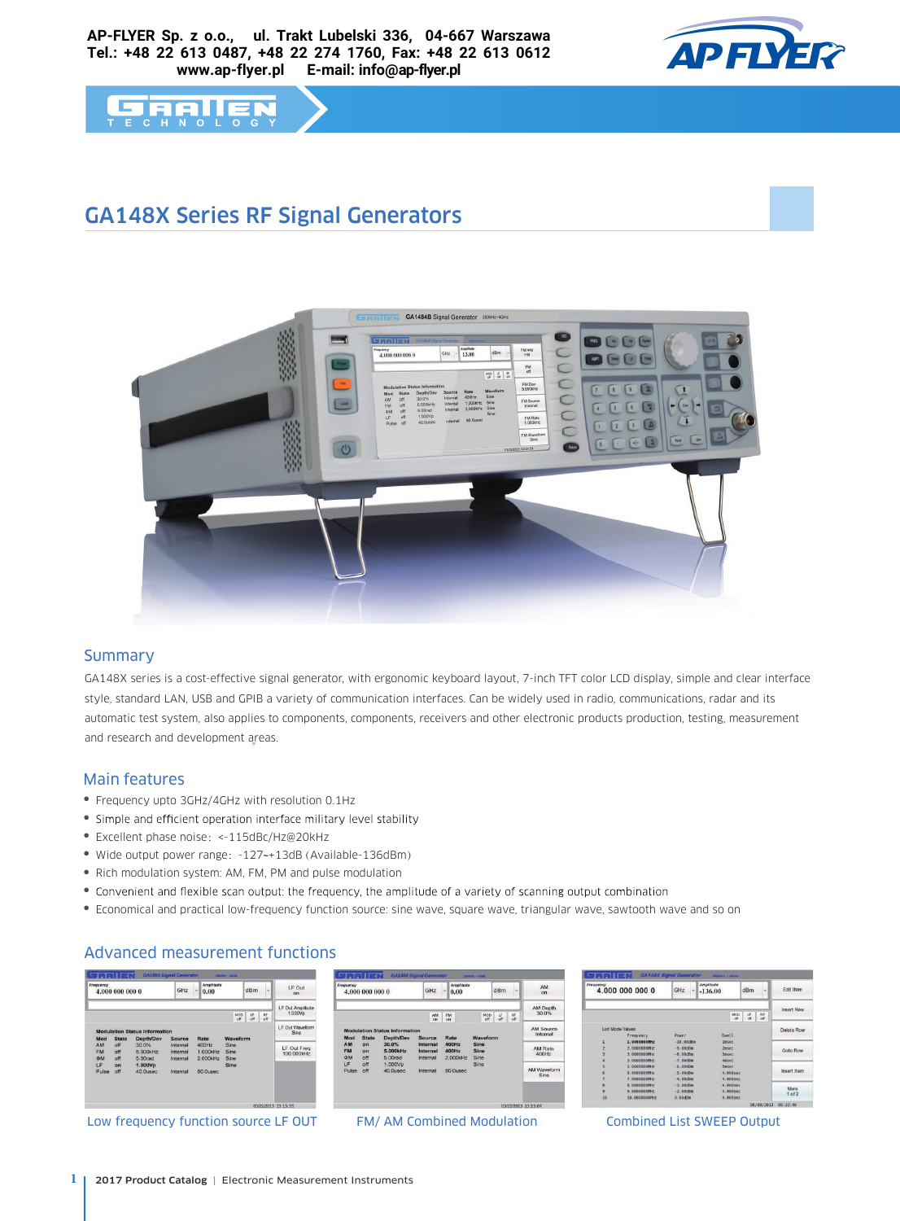AP-FLYER Sp. z o.o., ul. Trakt Lubelski 336, 04-667 Warszawa
Tel.: +48 22 613 0487, +48 22 274 1760, Fax: +48 22 613 0612
www.ap-flyer.pl E-mail: info@ap-flyer.pl

# GA148X Series RF Signal Generators

## Summary

GA148X series is a cost-effective signal generator, with ergonomic keyboard layout, 7-inch TFT color LCD display, simple and clear interface style, standard LAN, USB and GPIB a variety of communication interfaces. Can be widely used in radio, communications, radar and its automatic test system, also applies to components, components, receivers and other electronic products production, testing, measurement and research and development areas.

## Main features

- Frequency upto 3GHz/4GHz with resolution 0.1Hz
- Simple and efficient operation interface military level stability
- Excellent phase noise：<-115dBc/Hz@20kHz
- Wide output power range：-127~+13dB (Available-136dBm)
- Rich modulation system: AM, FM, PM and pulse modulation
- Convenient and flexible scan output: the frequency, the amplitude of a variety of scanning output combination
- Economical and practical low-frequency function source: sine wave, square wave, triangular wave, sawtooth wave and so on

## Advanced measurement functions

Low frequency function source LF OUT

FM/ AM Combined Modulation

Combined List SWEEP Output

2017 Product Catalog | Electronic Measurement Instruments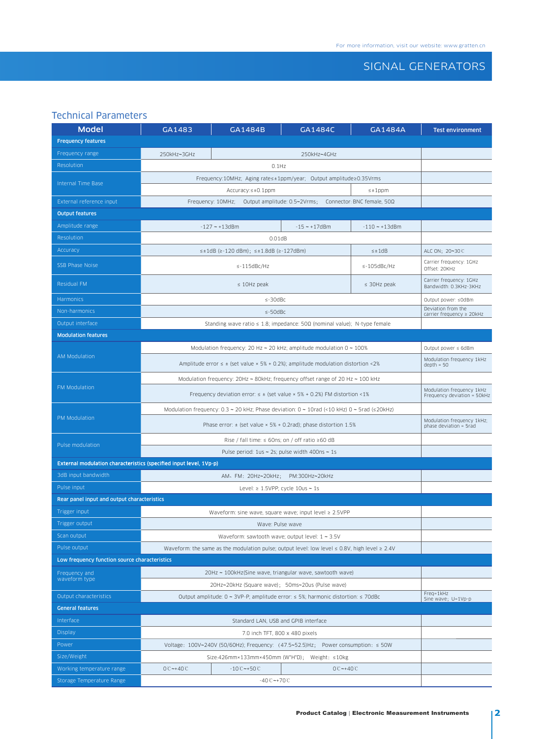## SIGNAL GENERATORS

### Technical Parameters

| Model | GA1483 | GA1484B | GA1484C | GA1484A | Test environment |
|---|---|---|---|---|---|
| **Frequency features** | | | | | |
| Frequency range | 250kHz~3GHz | 250kHz~4GHz | | | |
| Resolution | 0.1Hz | | | | |
| Internal Time Base | Frequency:10MHz; Aging rates±1ppm/year; Output amplitude≥0.35Vrms | | | | |
| | Accuracy:≤±0.1ppm | | | ≤±1ppm | |
| External reference input | Frequency: 10MHz; Output amplitude: 0.5~2Vrms; Connector: BNC female, 50Ω | | | | |
| **Output features** | | | | | |
| Amplitude range | -127 ~ +13dBm | | -15 ~ +17dBm | -110 ~ +13dBm | |
| Resolution | 0.01dB | | | | |
| Accuracy | ≤±1dB (≥-120 dBm); ≤±1.8dB (≥-127dBm) | | | ≤±1dB | ALC ON; 20~30℃ |
| SSB Phase Noise | ≤-115dBc/Hz | | | ≤-105dBc/Hz | Carrier frequency: 1GHz Offset: 20KHz |
| Residual FM | ≤ 10Hz peak | | | ≤ 30Hz peak | Carrier frequency: 1GHz Bandwidth: 0.3KHz-3KHz |
| Harmonics | ≤-30dBc | | | | Output power: ≤0dBm |
| Non-harmonics | ≤-50dBc | | | | Deviation from the carrier frequency ≥ 20kHz |
| Output interface | Standing wave ratio ≤ 1.8; impedance: 50Ω (nominal value); N-type female | | | | |
| **Modulation features** | | | | | |
| AM Modulation | Modulation frequency: 20 Hz ~ 20 kHz; amplitude modulation 0 ~ 100% | | | | Output power ≤ 6dBm |
| | Amplitude error ≤ ± (set value × 5% + 0.2%); amplitude modulation distortion <2% | | | | Modulation frequency 1kHz depth = 50 |
| FM Modulation | Modulation frequency: 20Hz ~ 80kHz; frequency offset range of 20 Hz ~ 100 kHz | | | | |
| | Frequency deviation error: ≤ ± (set value × 5% + 0.2%) FM distortion <1% | | | | Modulation frequency 1kHz Frequency deviation = 50kHz |
| PM Modulation | Modulation frequency: 0.3 ~ 20 kHz; Phase deviation: 0 ~ 10rad (<10 kHz) 0 ~ 5rad (≤20kHz) | | | | |
| | Phase error: ± (set value × 5% + 0.2rad); phase distortion 1.5% | | | | Modulation frequency 1kHz; phase deviation = 5rad |
| Pulse modulation | Rise / fall time: ≤ 60ns; on / off ratio ≥60 dB | | | | |
| | Pulse period: 1us ~ 2s; pulse width 400ns ~ 1s | | | | |
| **External modulation characteristics (specified input level, 1Vp-p)** | | | | | |
| 3dB input bandwidth | AM、FM: 20Hz~20kHz; PM:300Hz~20kHz | | | | |
| Pulse input | Level: ≥ 1.5VPP; cycle 10us ~ 1s | | | | |
| **Rear panel input and output characteristics** | | | | | |
| Trigger input | Waveform: sine wave, square wave; input level ≥ 2.5VPP | | | | |
| Trigger output | Wave: Pulse wave | | | | |
| Scan output | Waveform: sawtooth wave; output level: 1 ~ 3.5V | | | | |
| Pulse output | Waveform: the same as the modulation pulse; output level: low level ≤ 0.8V, high level ≥ 2.4V | | | | |
| **Low frequency function source characteristics** | | | | | |
| Frequency and waveform type | 20Hz ~ 100kHz(Sine wave, triangular wave, sawtooth wave) | | | | |
| | 20Hz~20kHz (Square wave); 50ms~20us (Pulse wave) | | | | |
| Output characteristics | Output amplitude: 0 ~ 3VP-P; amplitude error: ≤ 5%; harmonic distortion: ≤ 70dBc | | | | Freq=1kHz Sine wave; U=1Vp-p |
| **General features** | | | | | |
| Interface | Standard LAN, USB and GPIB interface | | | | |
| Display | 7.0 inch TFT, 800 x 480 pixels | | | | |
| Power | Voltage: 100V~240V (50/60Hz); Frequency: (47.5~52.5)Hz; Power consumption: ≤ 50W | | | | |
| Size/Weight | Size:426mm×133mm×450mm (W*H*D); Weight: ≤10kg | | | | |
| Working temperature range | 0℃~+40℃ | -10℃~+50℃ | 0℃~+40℃ | | |
| Storage Temperature Range | -40℃~+70℃ | | | | |